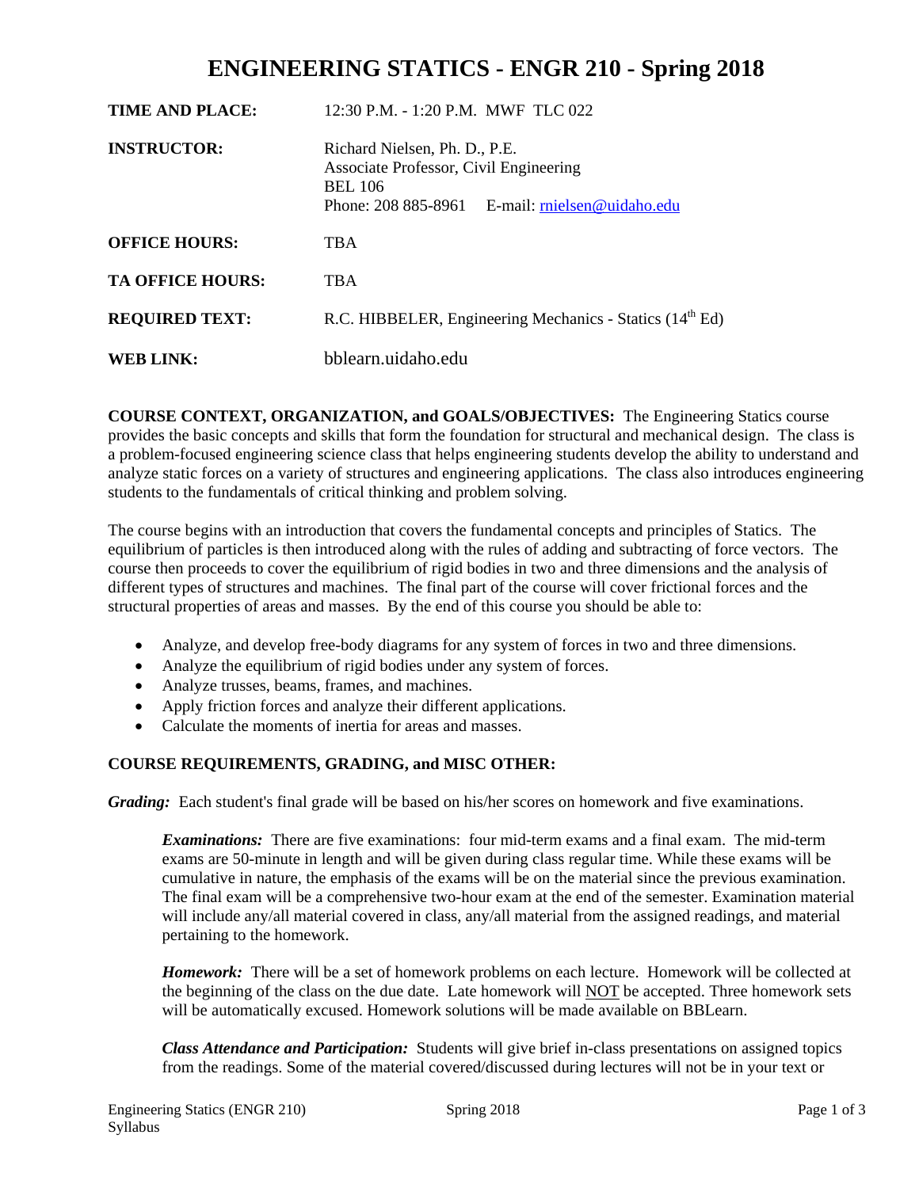# ENGINEERING STATICS - ENGR 210 - Spring 2018

| | |
|---|---|
| **TIME AND PLACE:** | 12:30 P.M. - 1:20 P.M. MWF TLC 022 |
| **INSTRUCTOR:** | Richard Nielsen, Ph. D., P.E.<br>Associate Professor, Civil Engineering<br>BEL 106<br>Phone: 208 885-8961 E-mail: rnielsen@uidaho.edu |
| **OFFICE HOURS:** | TBA |
| **TA OFFICE HOURS:** | TBA |
| **REQUIRED TEXT:** | R.C. HIBBELER, Engineering Mechanics - Statics (14th Ed) |
| **WEB LINK:** | bblearn.uidaho.edu |

**COURSE CONTEXT, ORGANIZATION, and GOALS/OBJECTIVES:** The Engineering Statics course provides the basic concepts and skills that form the foundation for structural and mechanical design. The class is a problem-focused engineering science class that helps engineering students develop the ability to understand and analyze static forces on a variety of structures and engineering applications. The class also introduces engineering students to the fundamentals of critical thinking and problem solving.

The course begins with an introduction that covers the fundamental concepts and principles of Statics. The equilibrium of particles is then introduced along with the rules of adding and subtracting of force vectors. The course then proceeds to cover the equilibrium of rigid bodies in two and three dimensions and the analysis of different types of structures and machines. The final part of the course will cover frictional forces and the structural properties of areas and masses. By the end of this course you should be able to:

- Analyze, and develop free-body diagrams for any system of forces in two and three dimensions.
- Analyze the equilibrium of rigid bodies under any system of forces.
- Analyze trusses, beams, frames, and machines.
- Apply friction forces and analyze their different applications.
- Calculate the moments of inertia for areas and masses.

**COURSE REQUIREMENTS, GRADING, and MISC OTHER:**

***Grading:*** Each student's final grade will be based on his/her scores on homework and five examinations.

> ***Examinations:*** There are five examinations: four mid-term exams and a final exam. The mid-term exams are 50-minute in length and will be given during class regular time. While these exams will be cumulative in nature, the emphasis of the exams will be on the material since the previous examination. The final exam will be a comprehensive two-hour exam at the end of the semester. Examination material will include any/all material covered in class, any/all material from the assigned readings, and material pertaining to the homework.
>
> ***Homework:*** There will be a set of homework problems on each lecture. Homework will be collected at the beginning of the class on the due date. Late homework will NOT be accepted. Three homework sets will be automatically excused. Homework solutions will be made available on BBLearn.
>
> ***Class Attendance and Participation:*** Students will give brief in-class presentations on assigned topics from the readings. Some of the material covered/discussed during lectures will not be in your text or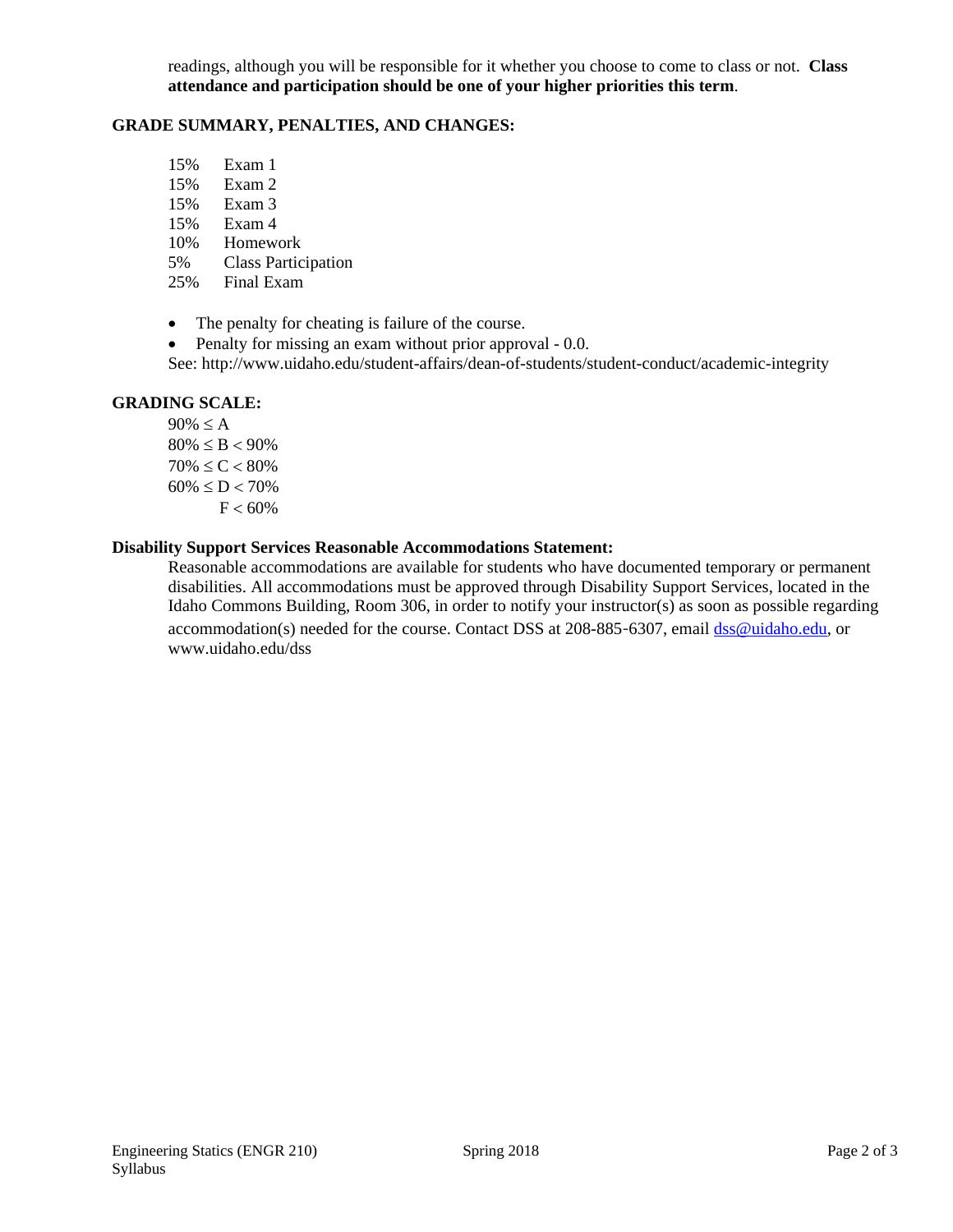readings, although you will be responsible for it whether you choose to come to class or not. **Class attendance and participation should be one of your higher priorities this term**.

**GRADE SUMMARY, PENALTIES, AND CHANGES:**

| | |
|---|---|
| 15% | Exam 1 |
| 15% | Exam 2 |
| 15% | Exam 3 |
| 15% | Exam 4 |
| 10% | Homework |
| 5% | Class Participation |
| 25% | Final Exam |

- The penalty for cheating is failure of the course.
- Penalty for missing an exam without prior approval - 0.0.

See: http://www.uidaho.edu/student-affairs/dean-of-students/student-conduct/academic-integrity

**GRADING SCALE:**

$90\% \le A$
$80\% \le B < 90\%$
$70\% \le C < 80\%$
$60\% \le D < 70\%$
$F < 60\%$

**Disability Support Services Reasonable Accommodations Statement:**

Reasonable accommodations are available for students who have documented temporary or permanent disabilities. All accommodations must be approved through Disability Support Services, located in the Idaho Commons Building, Room 306, in order to notify your instructor(s) as soon as possible regarding accommodation(s) needed for the course. Contact DSS at 208-885-6307, email dss@uidaho.edu, or www.uidaho.edu/dss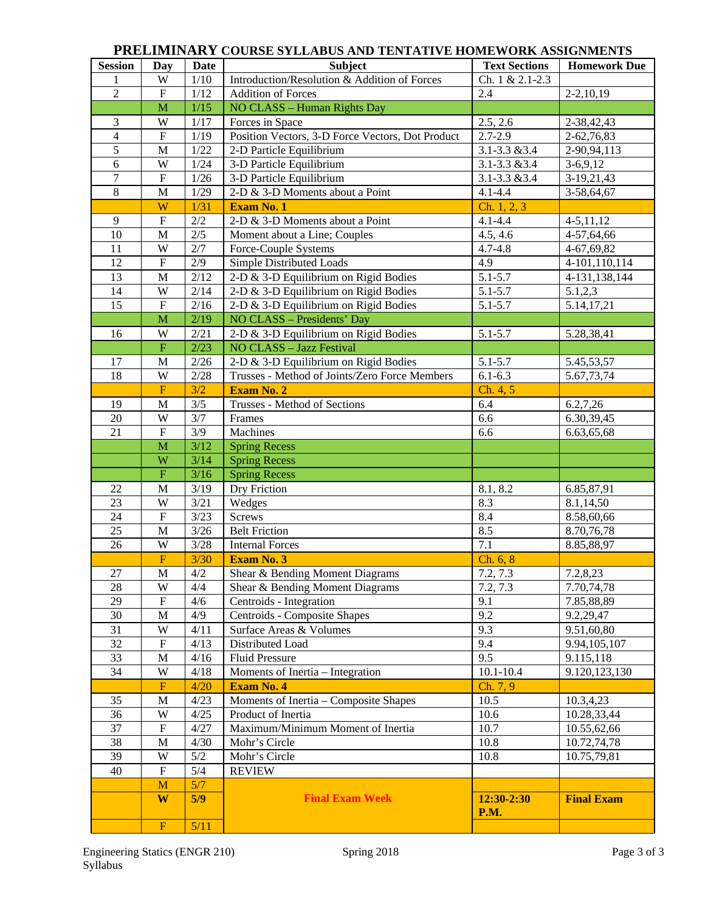# PRELIMINARY COURSE SYLLABUS AND TENTATIVE HOMEWORK ASSIGNMENTS

| Session | Day | Date | Subject | Text Sections | Homework Due |
|---|---|---|---|---|---|
| 1 | W | 1/10 | Introduction/Resolution & Addition of Forces | Ch. 1 & 2.1-2.3 | |
| 2 | F | 1/12 | Addition of Forces | 2.4 | 2-2,10,19 |
| | M | 1/15 | NO CLASS – Human Rights Day | | |
| 3 | W | 1/17 | Forces in Space | 2.5, 2.6 | 2-38,42,43 |
| 4 | F | 1/19 | Position Vectors, 3-D Force Vectors, Dot Product | 2.7-2.9 | 2-62,76,83 |
| 5 | M | 1/22 | 2-D Particle Equilibrium | 3.1-3.3 &3.4 | 2-90,94,113 |
| 6 | W | 1/24 | 3-D Particle Equilibrium | 3.1-3.3 &3.4 | 3-6,9,12 |
| 7 | F | 1/26 | 3-D Particle Equilibrium | 3.1-3.3 &3.4 | 3-19,21,43 |
| 8 | M | 1/29 | 2-D & 3-D Moments about a Point | 4.1-4.4 | 3-58,64,67 |
| | W | 1/31 | **Exam No. 1** | Ch. 1, 2, 3 | |
| 9 | F | 2/2 | 2-D & 3-D Moments about a Point | 4.1-4.4 | 4-5,11,12 |
| 10 | M | 2/5 | Moment about a Line; Couples | 4.5, 4.6 | 4-57,64,66 |
| 11 | W | 2/7 | Force-Couple Systems | 4.7-4.8 | 4-67,69,82 |
| 12 | F | 2/9 | Simple Distributed Loads | 4.9 | 4-101,110,114 |
| 13 | M | 2/12 | 2-D & 3-D Equilibrium on Rigid Bodies | 5.1-5.7 | 4-131,138,144 |
| 14 | W | 2/14 | 2-D & 3-D Equilibrium on Rigid Bodies | 5.1-5.7 | 5.1,2,3 |
| 15 | F | 2/16 | 2-D & 3-D Equilibrium on Rigid Bodies | 5.1-5.7 | 5.14,17,21 |
| | M | 2/19 | NO CLASS – Presidents' Day | | |
| 16 | W | 2/21 | 2-D & 3-D Equilibrium on Rigid Bodies | 5.1-5.7 | 5.28,38,41 |
| | F | 2/23 | NO CLASS – Jazz Festival | | |
| 17 | M | 2/26 | 2-D & 3-D Equilibrium on Rigid Bodies | 5.1-5.7 | 5.45,53,57 |
| 18 | W | 2/28 | Trusses - Method of Joints/Zero Force Members | 6.1-6.3 | 5.67,73,74 |
| | F | 3/2 | **Exam No. 2** | Ch. 4, 5 | |
| 19 | M | 3/5 | Trusses - Method of Sections | 6.4 | 6.2,7,26 |
| 20 | W | 3/7 | Frames | 6.6 | 6.30,39,45 |
| 21 | F | 3/9 | Machines | 6.6 | 6.63,65,68 |
| | M | 3/12 | Spring Recess | | |
| | W | 3/14 | Spring Recess | | |
| | F | 3/16 | Spring Recess | | |
| 22 | M | 3/19 | Dry Friction | 8.1, 8.2 | 6.85,87,91 |
| 23 | W | 3/21 | Wedges | 8.3 | 8.1,14,50 |
| 24 | F | 3/23 | Screws | 8.4 | 8.58,60,66 |
| 25 | M | 3/26 | Belt Friction | 8.5 | 8.70,76,78 |
| 26 | W | 3/28 | Internal Forces | 7.1 | 8.85,88,97 |
| | F | 3/30 | **Exam No. 3** | Ch. 6, 8 | |
| 27 | M | 4/2 | Shear & Bending Moment Diagrams | 7.2, 7.3 | 7.2,8,23 |
| 28 | W | 4/4 | Shear & Bending Moment Diagrams | 7.2, 7.3 | 7.70,74,78 |
| 29 | F | 4/6 | Centroids - Integration | 9.1 | 7.85,88,89 |
| 30 | M | 4/9 | Centroids - Composite Shapes | 9.2 | 9.2,29,47 |
| 31 | W | 4/11 | Surface Areas & Volumes | 9.3 | 9.51,60,80 |
| 32 | F | 4/13 | Distributed Load | 9.4 | 9.94,105,107 |
| 33 | M | 4/16 | Fluid Pressure | 9.5 | 9.115,118 |
| 34 | W | 4/18 | Moments of Inertia – Integration | 10.1-10.4 | 9.120,123,130 |
| | F | 4/20 | **Exam No. 4** | Ch. 7, 9 | |
| 35 | M | 4/23 | Moments of Inertia – Composite Shapes | 10.5 | 10.3,4,23 |
| 36 | W | 4/25 | Product of Inertia | 10.6 | 10.28,33,44 |
| 37 | F | 4/27 | Maximum/Minimum Moment of Inertia | 10.7 | 10.55,62,66 |
| 38 | M | 4/30 | Mohr's Circle | 10.8 | 10.72,74,78 |
| 39 | W | 5/2 | Mohr's Circle | 10.8 | 10.75,79,81 |
| 40 | F | 5/4 | REVIEW | | |
| | M | 5/7 | | | |
| | **W** | **5/9** | **Final Exam Week** | **12:30-2:30 P.M.** | **Final Exam** |
| | F | 5/11 | | | |